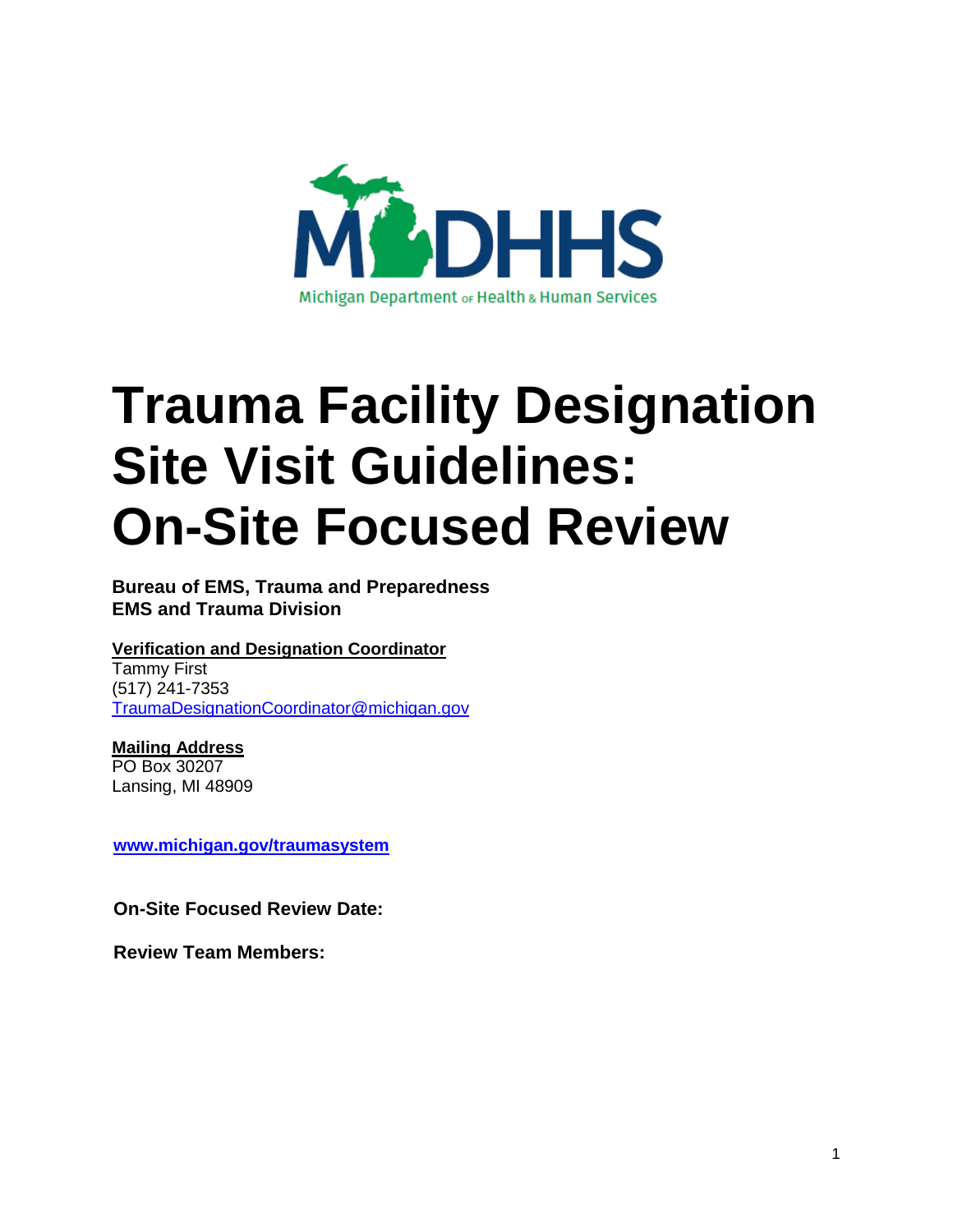MDHHS

Michigan Department of Health & Human Services

# Trauma Facility Designation Site Visit Guidelines: On-Site Focused Review

**Bureau of EMS, Trauma and Preparedness**
**EMS and Trauma Division**

**Verification and Designation Coordinator**
Tammy First
(517) 241-7353
TraumaDesignationCoordinator@michigan.gov

**Mailing Address**
PO Box 30207
Lansing, MI 48909

**www.michigan.gov/traumasystem**

**On-Site Focused Review Date:**

**Review Team Members:**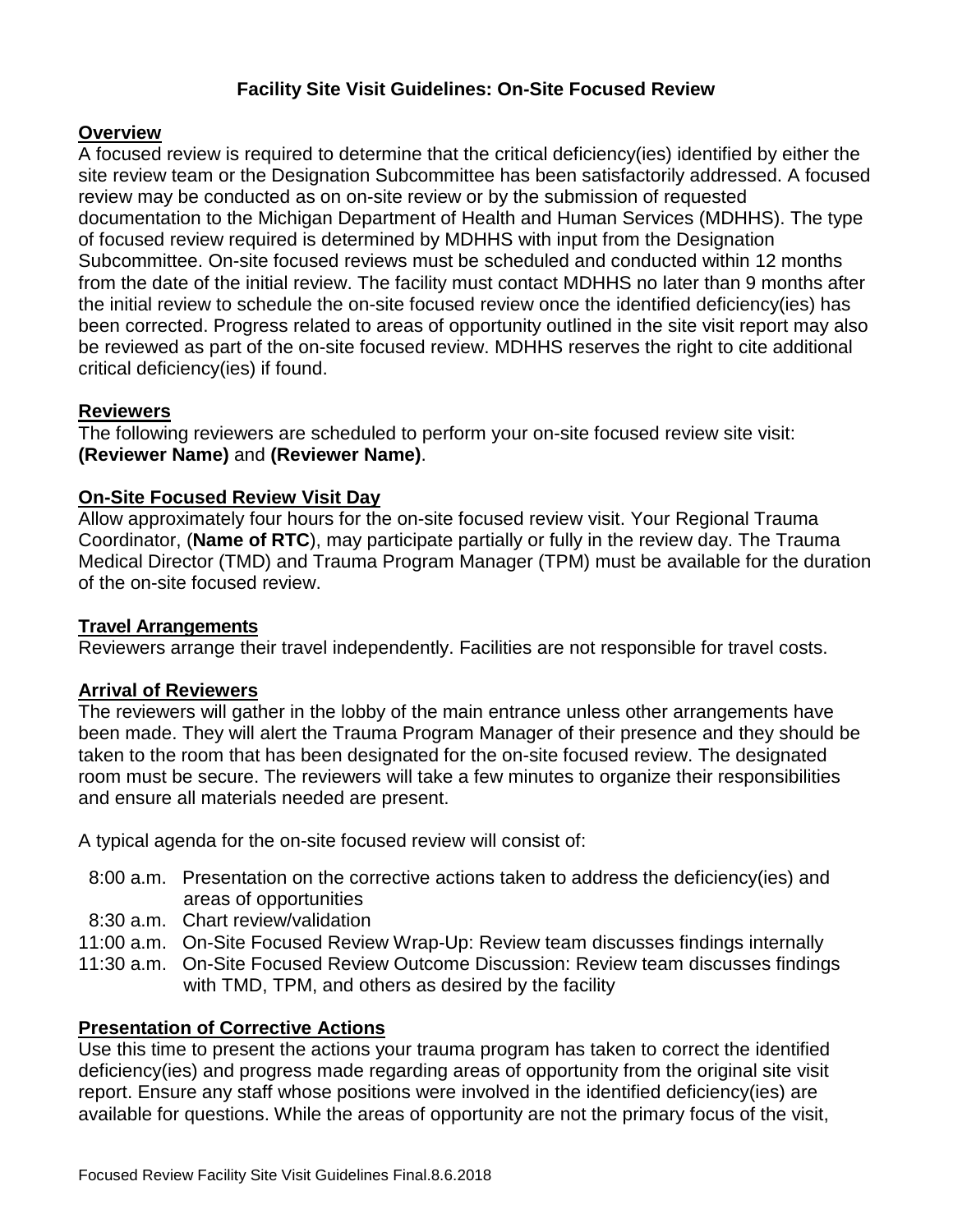# Facility Site Visit Guidelines: On-Site Focused Review

## Overview

A focused review is required to determine that the critical deficiency(ies) identified by either the site review team or the Designation Subcommittee has been satisfactorily addressed. A focused review may be conducted as on on-site review or by the submission of requested documentation to the Michigan Department of Health and Human Services (MDHHS). The type of focused review required is determined by MDHHS with input from the Designation Subcommittee. On-site focused reviews must be scheduled and conducted within 12 months from the date of the initial review. The facility must contact MDHHS no later than 9 months after the initial review to schedule the on-site focused review once the identified deficiency(ies) has been corrected. Progress related to areas of opportunity outlined in the site visit report may also be reviewed as part of the on-site focused review. MDHHS reserves the right to cite additional critical deficiency(ies) if found.

## Reviewers

The following reviewers are scheduled to perform your on-site focused review site visit: **(Reviewer Name)** and **(Reviewer Name)**.

## On-Site Focused Review Visit Day

Allow approximately four hours for the on-site focused review visit. Your Regional Trauma Coordinator, (**Name of RTC**), may participate partially or fully in the review day. The Trauma Medical Director (TMD) and Trauma Program Manager (TPM) must be available for the duration of the on-site focused review.

## Travel Arrangements

Reviewers arrange their travel independently. Facilities are not responsible for travel costs.

## Arrival of Reviewers

The reviewers will gather in the lobby of the main entrance unless other arrangements have been made. They will alert the Trauma Program Manager of their presence and they should be taken to the room that has been designated for the on-site focused review. The designated room must be secure. The reviewers will take a few minutes to organize their responsibilities and ensure all materials needed are present.

A typical agenda for the on-site focused review will consist of:

- 8:00 a.m. Presentation on the corrective actions taken to address the deficiency(ies) and areas of opportunities
- 8:30 a.m. Chart review/validation
- 11:00 a.m. On-Site Focused Review Wrap-Up: Review team discusses findings internally
- 11:30 a.m. On-Site Focused Review Outcome Discussion: Review team discusses findings with TMD, TPM, and others as desired by the facility

## Presentation of Corrective Actions

Use this time to present the actions your trauma program has taken to correct the identified deficiency(ies) and progress made regarding areas of opportunity from the original site visit report. Ensure any staff whose positions were involved in the identified deficiency(ies) are available for questions. While the areas of opportunity are not the primary focus of the visit,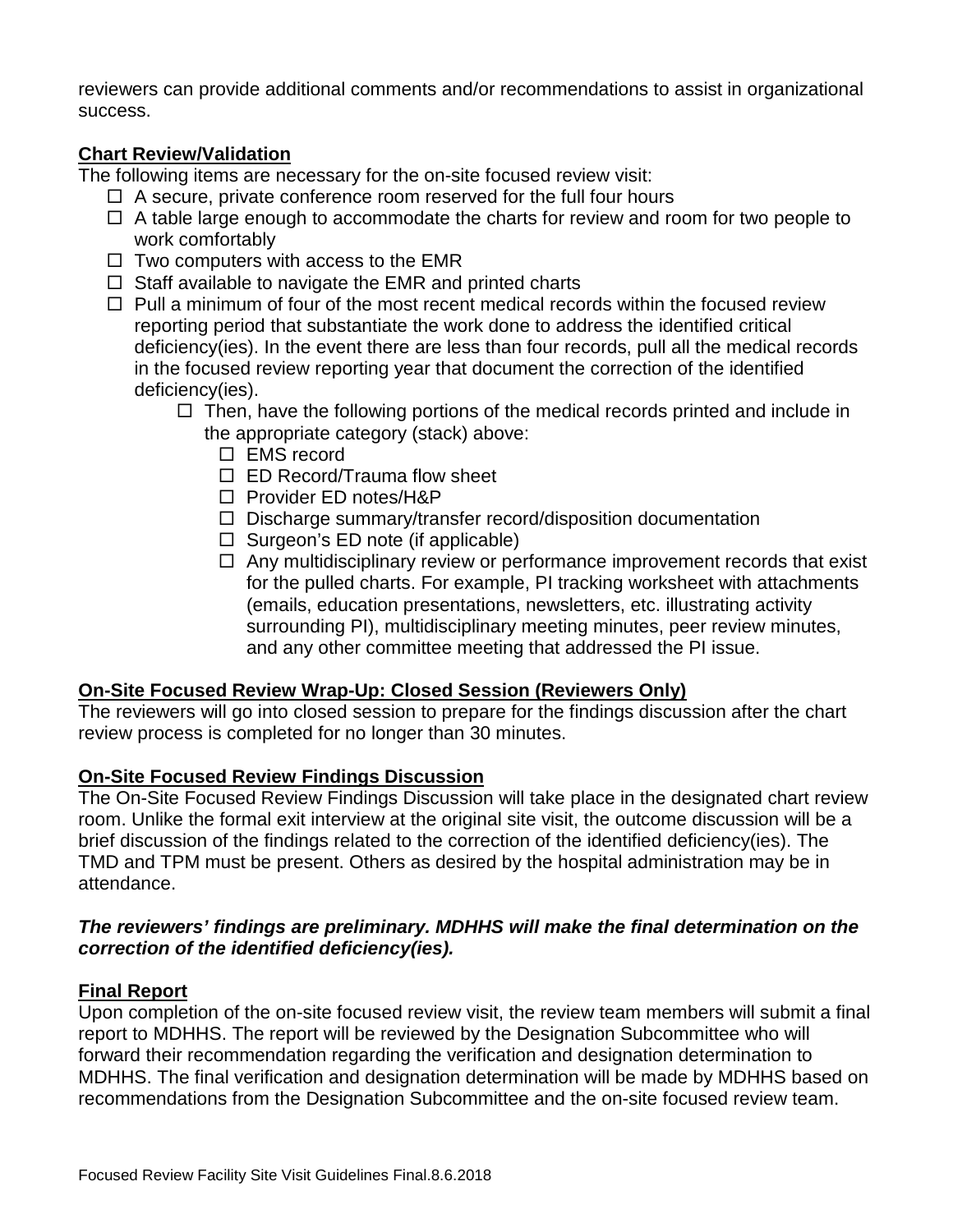reviewers can provide additional comments and/or recommendations to assist in organizational success.

**Chart Review/Validation**

The following items are necessary for the on-site focused review visit:

- ☐ A secure, private conference room reserved for the full four hours
- ☐ A table large enough to accommodate the charts for review and room for two people to work comfortably
- ☐ Two computers with access to the EMR
- ☐ Staff available to navigate the EMR and printed charts
- ☐ Pull a minimum of four of the most recent medical records within the focused review reporting period that substantiate the work done to address the identified critical deficiency(ies). In the event there are less than four records, pull all the medical records in the focused review reporting year that document the correction of the identified deficiency(ies).
  - ☐ Then, have the following portions of the medical records printed and include in the appropriate category (stack) above:
    - ☐ EMS record
    - ☐ ED Record/Trauma flow sheet
    - ☐ Provider ED notes/H&P
    - ☐ Discharge summary/transfer record/disposition documentation
    - ☐ Surgeon's ED note (if applicable)
    - ☐ Any multidisciplinary review or performance improvement records that exist for the pulled charts. For example, PI tracking worksheet with attachments (emails, education presentations, newsletters, etc. illustrating activity surrounding PI), multidisciplinary meeting minutes, peer review minutes, and any other committee meeting that addressed the PI issue.

**On-Site Focused Review Wrap-Up: Closed Session (Reviewers Only)**

The reviewers will go into closed session to prepare for the findings discussion after the chart review process is completed for no longer than 30 minutes.

**On-Site Focused Review Findings Discussion**

The On-Site Focused Review Findings Discussion will take place in the designated chart review room. Unlike the formal exit interview at the original site visit, the outcome discussion will be a brief discussion of the findings related to the correction of the identified deficiency(ies). The TMD and TPM must be present. Others as desired by the hospital administration may be in attendance.

***The reviewers' findings are preliminary. MDHHS will make the final determination on the correction of the identified deficiency(ies).***

**Final Report**

Upon completion of the on-site focused review visit, the review team members will submit a final report to MDHHS. The report will be reviewed by the Designation Subcommittee who will forward their recommendation regarding the verification and designation determination to MDHHS. The final verification and designation determination will be made by MDHHS based on recommendations from the Designation Subcommittee and the on-site focused review team.